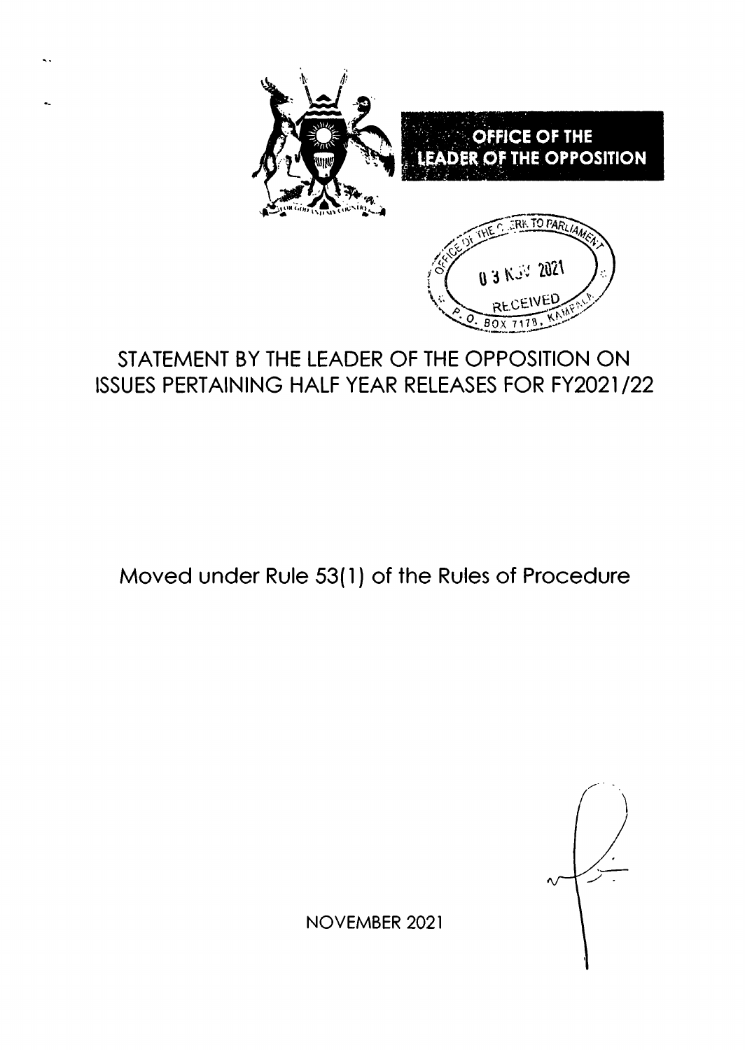**OFFICE OF THE LEADER OF THE OPPOSITION**

OFFICE OF THE CLERK TO PARLIAMENT
03 NOV 2021
RECEIVED
P. O. BOX 7178, KAMPALA

# STATEMENT BY THE LEADER OF THE OPPOSITION ON ISSUES PERTAINING HALF YEAR RELEASES FOR FY2021/22

## Moved under Rule 53(1) of the Rules of Procedure

NOVEMBER 2021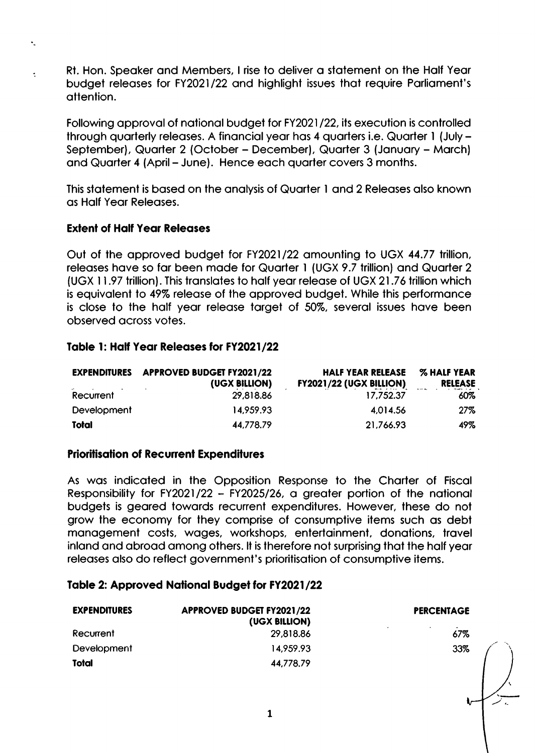Rt. Hon. Speaker and Members, I rise to deliver a statement on the Half Year budget releases for FY2021/22 and highlight issues that require Parliament's attention.

Following approval of national budget for FY2021/22, its execution is controlled through quarterly releases. A financial year has 4 quarters i.e. Quarter 1 (July – September), Quarter 2 (October – December), Quarter 3 (January – March) and Quarter 4 (April – June). Hence each quarter covers 3 months.

This statement is based on the analysis of Quarter 1 and 2 Releases also known as Half Year Releases.

### Extent of Half Year Releases

Out of the approved budget for FY2021/22 amounting to UGX 44.77 trillion, releases have so far been made for Quarter 1 (UGX 9.7 trillion) and Quarter 2 (UGX 11.97 trillion). This translates to half year release of UGX 21.76 trillion which is equivalent to 49% release of the approved budget. While this performance is close to the half year release target of 50%, several issues have been observed across votes.

### Table 1: Half Year Releases for FY2021/22

| EXPENDITURES | APPROVED BUDGET FY2021/22 (UGX BILLION) | HALF YEAR RELEASE FY2021/22 (UGX BILLION) | % HALF YEAR RELEASE |
|---|---|---|---|
| Recurrent | 29,818.86 | 17,752.37 | 60% |
| Development | 14,959.93 | 4,014.56 | 27% |
| **Total** | 44,778.79 | 21,766.93 | 49% |

### Prioritisation of Recurrent Expenditures

As was indicated in the Opposition Response to the Charter of Fiscal Responsibility for FY2021/22 – FY2025/26, a greater portion of the national budgets is geared towards recurrent expenditures. However, these do not grow the economy for they comprise of consumptive items such as debt management costs, wages, workshops, entertainment, donations, travel inland and abroad among others. It is therefore not surprising that the half year releases also do reflect government's prioritisation of consumptive items.

### Table 2: Approved National Budget for FY2021/22

| EXPENDITURES | APPROVED BUDGET FY2021/22 (UGX BILLION) | PERCENTAGE |
|---|---|---|
| Recurrent | 29,818.86 | 67% |
| Development | 14,959.93 | 33% |
| **Total** | 44,778.79 | |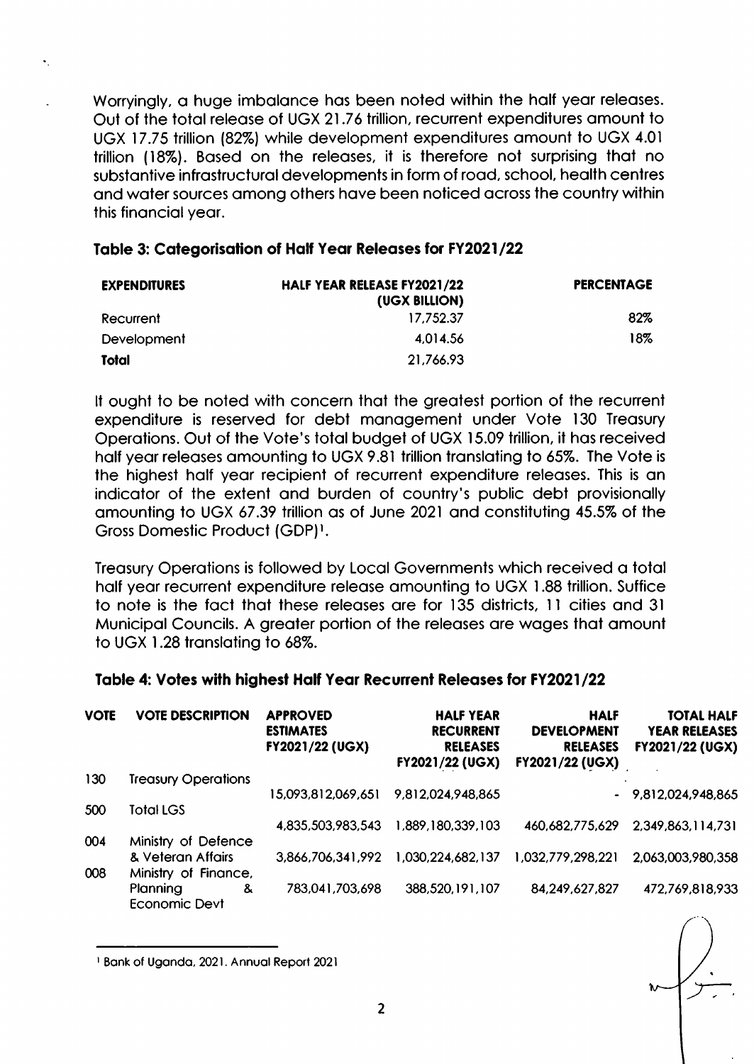Worryingly, a huge imbalance has been noted within the half year releases. Out of the total release of UGX 21.76 trillion, recurrent expenditures amount to UGX 17.75 trillion (82%) while development expenditures amount to UGX 4.01 trillion (18%). Based on the releases, it is therefore not surprising that no substantive infrastructural developments in form of road, school, health centres and water sources among others have been noticed across the country within this financial year.

### Table 3: Categorisation of Half Year Releases for FY2021/22

| EXPENDITURES | HALF YEAR RELEASE FY2021/22 (UGX BILLION) | PERCENTAGE |
|---|---|---|
| Recurrent | 17,752.37 | 82% |
| Development | 4,014.56 | 18% |
| **Total** | 21,766.93 | |

It ought to be noted with concern that the greatest portion of the recurrent expenditure is reserved for debt management under Vote 130 Treasury Operations. Out of the Vote's total budget of UGX 15.09 trillion, it has received half year releases amounting to UGX 9.81 trillion translating to 65%. The Vote is the highest half year recipient of recurrent expenditure releases. This is an indicator of the extent and burden of country's public debt provisionally amounting to UGX 67.39 trillion as of June 2021 and constituting 45.5% of the Gross Domestic Product (GDP)[1].

Treasury Operations is followed by Local Governments which received a total half year recurrent expenditure release amounting to UGX 1.88 trillion. Suffice to note is the fact that these releases are for 135 districts, 11 cities and 31 Municipal Councils. A greater portion of the releases are wages that amount to UGX 1.28 translating to 68%.

### Table 4: Votes with highest Half Year Recurrent Releases for FY2021/22

| VOTE | VOTE DESCRIPTION | APPROVED ESTIMATES FY2021/22 (UGX) | HALF YEAR RECURRENT RELEASES FY2021/22 (UGX) | HALF DEVELOPMENT RELEASES FY2021/22 (UGX) | TOTAL HALF YEAR RELEASES FY2021/22 (UGX) |
|---|---|---|---|---|---|
| 130 | Treasury Operations | 15,093,812,069,651 | 9,812,024,948,865 | - | 9,812,024,948,865 |
| 500 | Total LGS | 4,835,503,983,543 | 1,889,180,339,103 | 460,682,775,629 | 2,349,863,114,731 |
| 004 | Ministry of Defence & Veteran Affairs | 3,866,706,341,992 | 1,030,224,682,137 | 1,032,779,298,221 | 2,063,003,980,358 |
| 008 | Ministry of Finance, Planning & Economic Devt | 783,041,703,698 | 388,520,191,107 | 84,249,627,827 | 472,769,818,933 |

[1] Bank of Uganda, 2021. Annual Report 2021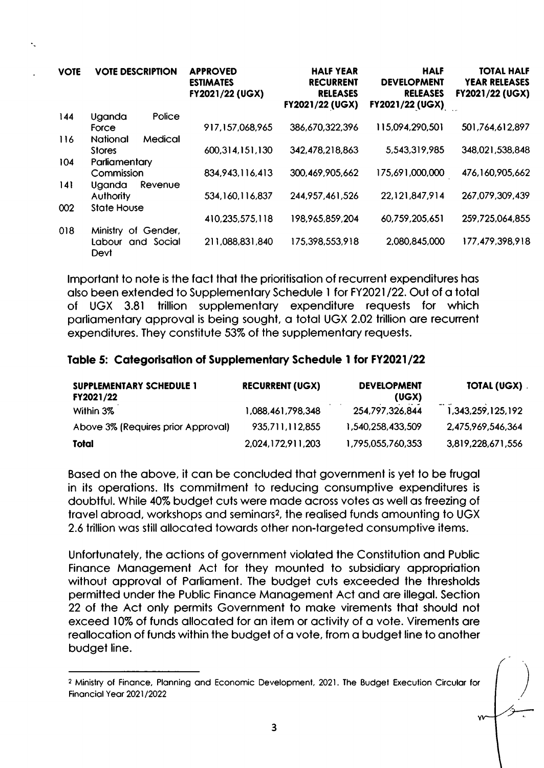| VOTE | VOTE DESCRIPTION | APPROVED ESTIMATES FY2021/22 (UGX) | HALF YEAR RECURRENT RELEASES FY2021/22 (UGX) | HALF DEVELOPMENT RELEASES FY2021/22 (UGX) | TOTAL HALF YEAR RELEASES FY2021/22 (UGX) |
|---|---|---|---|---|---|
| 144 | Uganda Police Force | 917,157,068,965 | 386,670,322,396 | 115,094,290,501 | 501,764,612,897 |
| 116 | National Medical Stores | 600,314,151,130 | 342,478,218,863 | 5,543,319,985 | 348,021,538,848 |
| 104 | Parliamentary Commission | 834,943,116,413 | 300,469,905,662 | 175,691,000,000 | 476,160,905,662 |
| 141 | Uganda Revenue Authority | 534,160,116,837 | 244,957,461,526 | 22,121,847,914 | 267,079,309,439 |
| 002 | State House | 410,235,575,118 | 198,965,859,204 | 60,759,205,651 | 259,725,064,855 |
| 018 | Ministry of Gender, Labour and Social Devt | 211,088,831,840 | 175,398,553,918 | 2,080,845,000 | 177,479,398,918 |

Important to note is the fact that the prioritisation of recurrent expenditures has also been extended to Supplementary Schedule 1 for FY2021/22. Out of a total of UGX 3.81 trillion supplementary expenditure requests for which parliamentary approval is being sought, a total UGX 2.02 trillion are recurrent expenditures. They constitute 53% of the supplementary requests.

### Table 5: Categorisation of Supplementary Schedule 1 for FY2021/22

| SUPPLEMENTARY SCHEDULE 1 FY2021/22 | RECURRENT (UGX) | DEVELOPMENT (UGX) | TOTAL (UGX) |
|---|---|---|---|
| Within 3% | 1,088,461,798,348 | 254,797,326,844 | 1,343,259,125,192 |
| Above 3% (Requires prior Approval) | 935,711,112,855 | 1,540,258,433,509 | 2,475,969,546,364 |
| **Total** | 2,024,172,911,203 | 1,795,055,760,353 | 3,819,228,671,556 |

Based on the above, it can be concluded that government is yet to be frugal in its operations. Its commitment to reducing consumptive expenditures is doubtful. While 40% budget cuts were made across votes as well as freezing of travel abroad, workshops and seminars[2], the realised funds amounting to UGX 2.6 trillion was still allocated towards other non-targeted consumptive items.

Unfortunately, the actions of government violated the Constitution and Public Finance Management Act for they mounted to subsidiary appropriation without approval of Parliament. The budget cuts exceeded the thresholds permitted under the Public Finance Management Act and are illegal. Section 22 of the Act only permits Government to make virements that should not exceed 10% of funds allocated for an item or activity of a vote. Virements are reallocation of funds within the budget of a vote, from a budget line to another budget line.

---

[2] Ministry of Finance, Planning and Economic Development, 2021. The Budget Execution Circular for Financial Year 2021/2022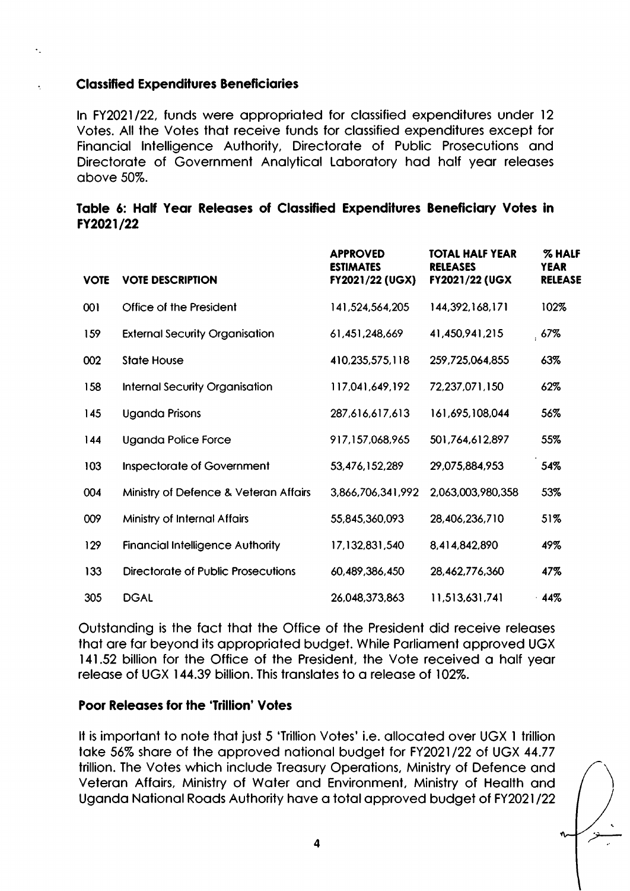### Classified Expenditures Beneficiaries

In FY2021/22, funds were appropriated for classified expenditures under 12 Votes. All the Votes that receive funds for classified expenditures except for Financial Intelligence Authority, Directorate of Public Prosecutions and Directorate of Government Analytical Laboratory had half year releases above 50%.

**Table 6: Half Year Releases of Classified Expenditures Beneficiary Votes in FY2021/22**

| VOTE | VOTE DESCRIPTION | APPROVED ESTIMATES FY2021/22 (UGX) | TOTAL HALF YEAR RELEASES FY2021/22 (UGX | % HALF YEAR RELEASE |
|---|---|---|---|---|
| 001 | Office of the President | 141,524,564,205 | 144,392,168,171 | 102% |
| 159 | External Security Organisation | 61,451,248,669 | 41,450,941,215 | 67% |
| 002 | State House | 410,235,575,118 | 259,725,064,855 | 63% |
| 158 | Internal Security Organisation | 117,041,649,192 | 72,237,071,150 | 62% |
| 145 | Uganda Prisons | 287,616,617,613 | 161,695,108,044 | 56% |
| 144 | Uganda Police Force | 917,157,068,965 | 501,764,612,897 | 55% |
| 103 | Inspectorate of Government | 53,476,152,289 | 29,075,884,953 | 54% |
| 004 | Ministry of Defence & Veteran Affairs | 3,866,706,341,992 | 2,063,003,980,358 | 53% |
| 009 | Ministry of Internal Affairs | 55,845,360,093 | 28,406,236,710 | 51% |
| 129 | Financial Intelligence Authority | 17,132,831,540 | 8,414,842,890 | 49% |
| 133 | Directorate of Public Prosecutions | 60,489,386,450 | 28,462,776,360 | 47% |
| 305 | DGAL | 26,048,373,863 | 11,513,631,741 | 44% |

Outstanding is the fact that the Office of the President did receive releases that are far beyond its appropriated budget. While Parliament approved UGX 141.52 billion for the Office of the President, the Vote received a half year release of UGX 144.39 billion. This translates to a release of 102%.

### Poor Releases for the 'Trillion' Votes

It is important to note that just 5 'Trillion Votes' i.e. allocated over UGX 1 trillion take 56% share of the approved national budget for FY2021/22 of UGX 44.77 trillion. The Votes which include Treasury Operations, Ministry of Defence and Veteran Affairs, Ministry of Water and Environment, Ministry of Health and Uganda National Roads Authority have a total approved budget of FY2021/22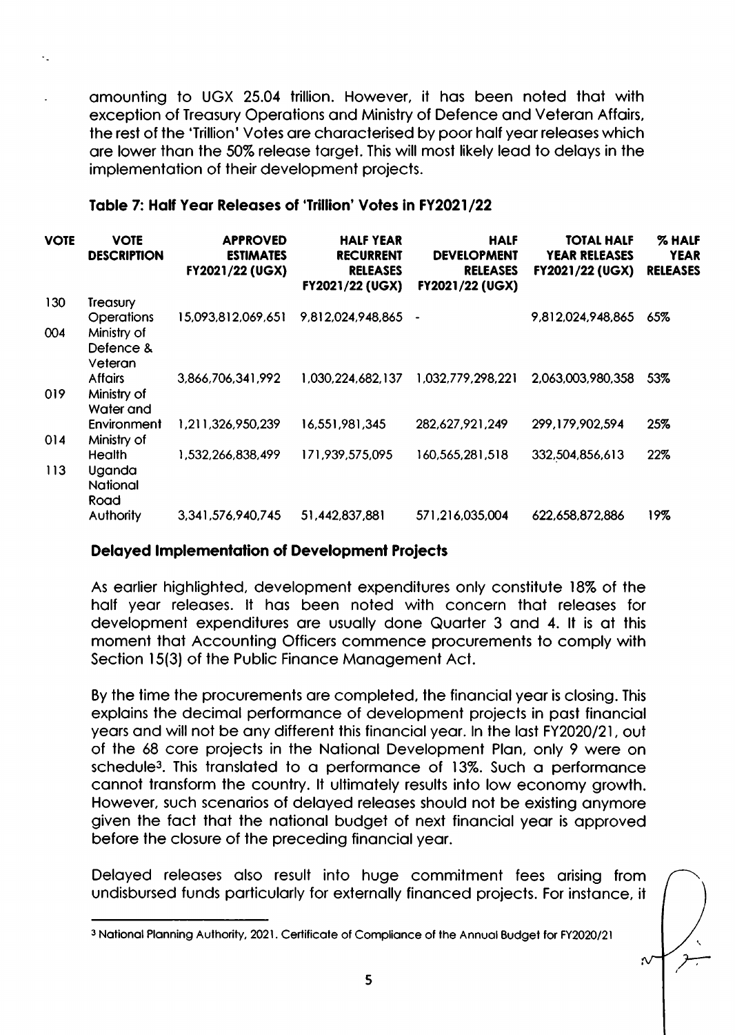amounting to UGX 25.04 trillion. However, it has been noted that with exception of Treasury Operations and Ministry of Defence and Veteran Affairs, the rest of the 'Trillion' Votes are characterised by poor half year releases which are lower than the 50% release target. This will most likely lead to delays in the implementation of their development projects.

**Table 7: Half Year Releases of 'Trillion' Votes in FY2021/22**

| VOTE | VOTE DESCRIPTION | APPROVED ESTIMATES FY2021/22 (UGX) | HALF YEAR RECURRENT RELEASES FY2021/22 (UGX) | HALF DEVELOPMENT RELEASES FY2021/22 (UGX) | TOTAL HALF YEAR RELEASES FY2021/22 (UGX) | % HALF YEAR RELEASES |
|---|---|---|---|---|---|---|
| 130 | Treasury Operations | 15,093,812,069,651 | 9,812,024,948,865 | - | 9,812,024,948,865 | 65% |
| 004 | Ministry of Defence & Veteran Affairs | 3,866,706,341,992 | 1,030,224,682,137 | 1,032,779,298,221 | 2,063,003,980,358 | 53% |
| 019 | Ministry of Water and Environment | 1,211,326,950,239 | 16,551,981,345 | 282,627,921,249 | 299,179,902,594 | 25% |
| 014 | Ministry of Health | 1,532,266,838,499 | 171,939,575,095 | 160,565,281,518 | 332,504,856,613 | 22% |
| 113 | Uganda National Road Authority | 3,341,576,940,745 | 51,442,837,881 | 571,216,035,004 | 622,658,872,886 | 19% |

## Delayed Implementation of Development Projects

As earlier highlighted, development expenditures only constitute 18% of the half year releases. It has been noted with concern that releases for development expenditures are usually done Quarter 3 and 4. It is at this moment that Accounting Officers commence procurements to comply with Section 15(3) of the Public Finance Management Act.

By the time the procurements are completed, the financial year is closing. This explains the decimal performance of development projects in past financial years and will not be any different this financial year. In the last FY2020/21, out of the 68 core projects in the National Development Plan, only 9 were on schedule[3]. This translated to a performance of 13%. Such a performance cannot transform the country. It ultimately results into low economy growth. However, such scenarios of delayed releases should not be existing anymore given the fact that the national budget of next financial year is approved before the closure of the preceding financial year.

Delayed releases also result into huge commitment fees arising from undisbursed funds particularly for externally financed projects. For instance, it

[3] National Planning Authority, 2021. Certificate of Compliance of the Annual Budget for FY2020/21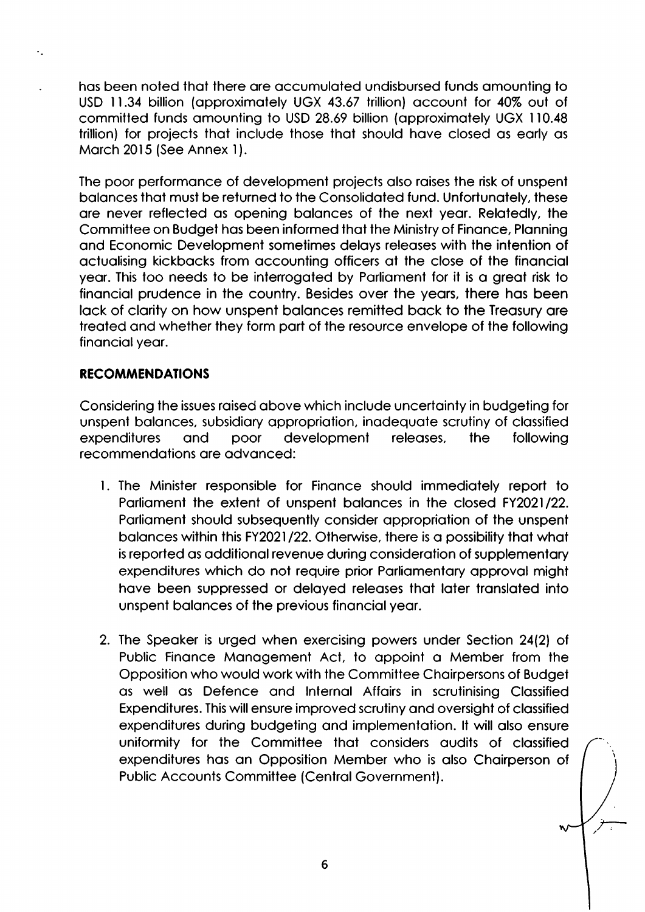has been noted that there are accumulated undisbursed funds amounting to USD 11.34 billion (approximately UGX 43.67 trillion) account for 40% out of committed funds amounting to USD 28.69 billion (approximately UGX 110.48 trillion) for projects that include those that should have closed as early as March 2015 (See Annex 1).

The poor performance of development projects also raises the risk of unspent balances that must be returned to the Consolidated fund. Unfortunately, these are never reflected as opening balances of the next year. Relatedly, the Committee on Budget has been informed that the Ministry of Finance, Planning and Economic Development sometimes delays releases with the intention of actualising kickbacks from accounting officers at the close of the financial year. This too needs to be interrogated by Parliament for it is a great risk to financial prudence in the country. Besides over the years, there has been lack of clarity on how unspent balances remitted back to the Treasury are treated and whether they form part of the resource envelope of the following financial year.

## RECOMMENDATIONS

Considering the issues raised above which include uncertainty in budgeting for unspent balances, subsidiary appropriation, inadequate scrutiny of classified expenditures and poor development releases, the following recommendations are advanced:

1. The Minister responsible for Finance should immediately report to Parliament the extent of unspent balances in the closed FY2021/22. Parliament should subsequently consider appropriation of the unspent balances within this FY2021/22. Otherwise, there is a possibility that what is reported as additional revenue during consideration of supplementary expenditures which do not require prior Parliamentary approval might have been suppressed or delayed releases that later translated into unspent balances of the previous financial year.

2. The Speaker is urged when exercising powers under Section 24(2) of Public Finance Management Act, to appoint a Member from the Opposition who would work with the Committee Chairpersons of Budget as well as Defence and Internal Affairs in scrutinising Classified Expenditures. This will ensure improved scrutiny and oversight of classified expenditures during budgeting and implementation. It will also ensure uniformity for the Committee that considers audits of classified expenditures has an Opposition Member who is also Chairperson of Public Accounts Committee (Central Government).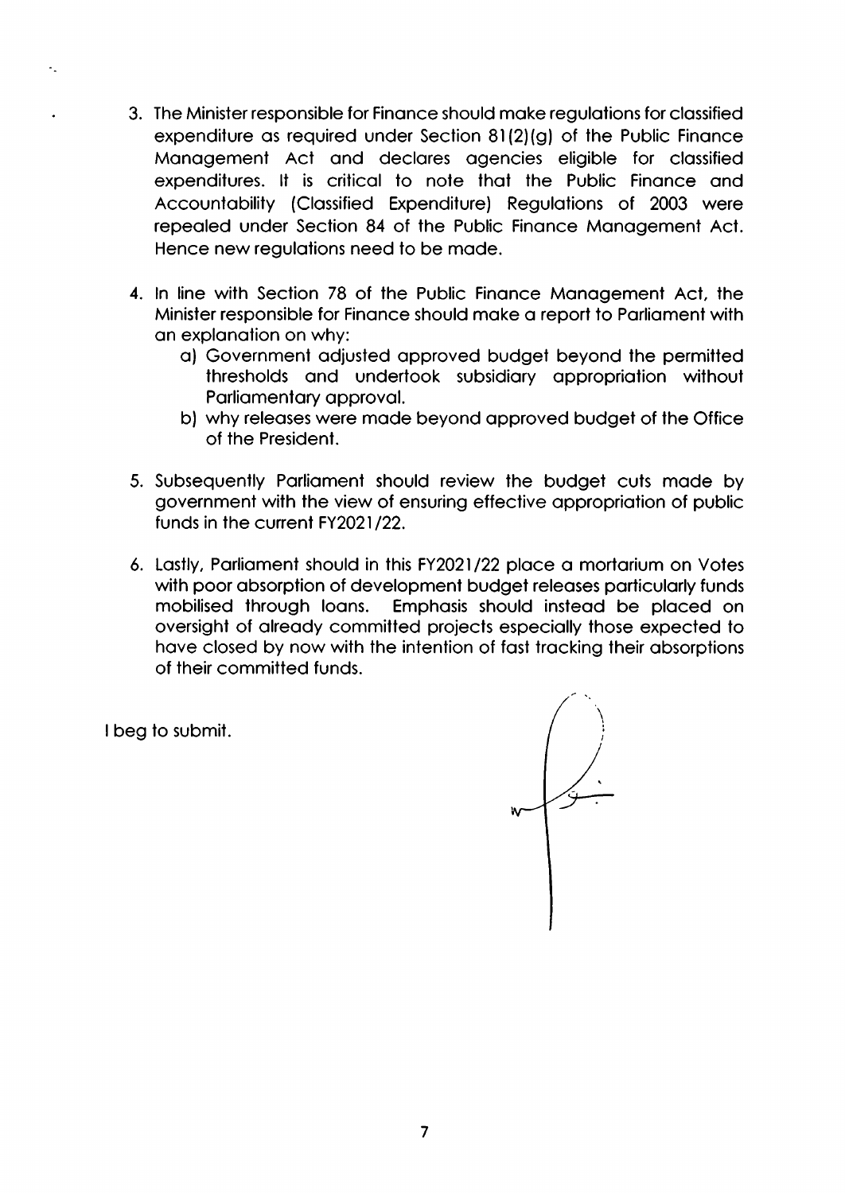3. The Minister responsible for Finance should make regulations for classified expenditure as required under Section 81(2)(g) of the Public Finance Management Act and declares agencies eligible for classified expenditures. It is critical to note that the Public Finance and Accountability (Classified Expenditure) Regulations of 2003 were repealed under Section 84 of the Public Finance Management Act. Hence new regulations need to be made.

4. In line with Section 78 of the Public Finance Management Act, the Minister responsible for Finance should make a report to Parliament with an explanation on why:
    a) Government adjusted approved budget beyond the permitted thresholds and undertook subsidiary appropriation without Parliamentary approval.
    b) why releases were made beyond approved budget of the Office of the President.

5. Subsequently Parliament should review the budget cuts made by government with the view of ensuring effective appropriation of public funds in the current FY2021/22.

6. Lastly, Parliament should in this FY2021/22 place a mortarium on Votes with poor absorption of development budget releases particularly funds mobilised through loans. Emphasis should instead be placed on oversight of already committed projects especially those expected to have closed by now with the intention of fast tracking their absorptions of their committed funds.

I beg to submit.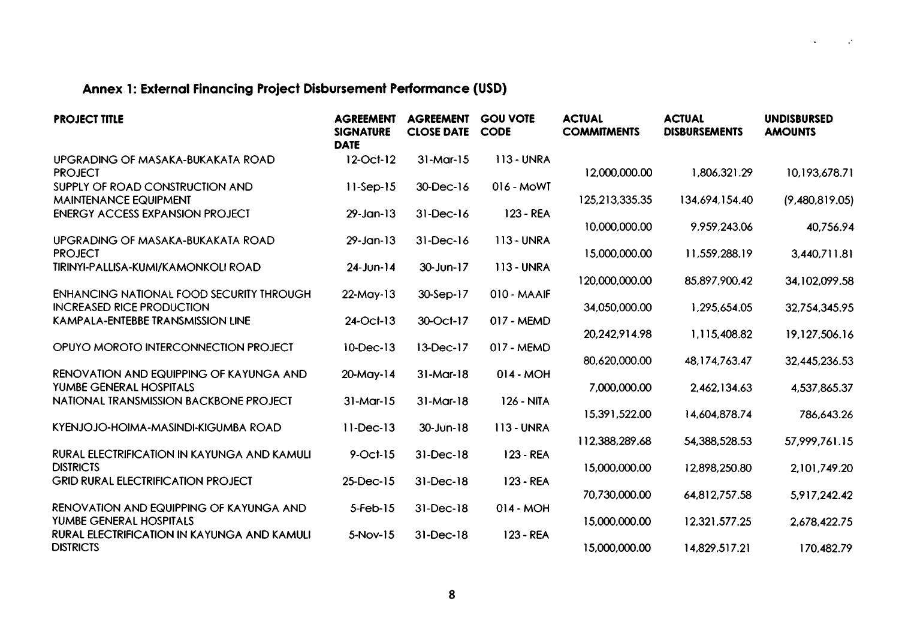## Annex 1: External Financing Project Disbursement Performance (USD)

| PROJECT TITLE | AGREEMENT SIGNATURE DATE | AGREEMENT CLOSE DATE | GOU VOTE CODE | ACTUAL COMMITMENTS | ACTUAL DISBURSEMENTS | UNDISBURSED AMOUNTS |
|---|---|---|---|---|---|---|
| UPGRADING OF MASAKA-BUKAKATA ROAD PROJECT | 12-Oct-12 | 31-Mar-15 | 113 - UNRA | 12,000,000.00 | 1,806,321.29 | 10,193,678.71 |
| SUPPLY OF ROAD CONSTRUCTION AND MAINTENANCE EQUIPMENT | 11-Sep-15 | 30-Dec-16 | 016 - MoWT | 125,213,335.35 | 134,694,154.40 | (9,480,819.05) |
| ENERGY ACCESS EXPANSION PROJECT | 29-Jan-13 | 31-Dec-16 | 123 - REA | 10,000,000.00 | 9,959,243.06 | 40,756.94 |
| UPGRADING OF MASAKA-BUKAKATA ROAD PROJECT | 29-Jan-13 | 31-Dec-16 | 113 - UNRA | 15,000,000.00 | 11,559,288.19 | 3,440,711.81 |
| TIRINYI-PALLISA-KUMI/KAMONKOLI ROAD | 24-Jun-14 | 30-Jun-17 | 113 - UNRA | 120,000,000.00 | 85,897,900.42 | 34,102,099.58 |
| ENHANCING NATIONAL FOOD SECURITY THROUGH INCREASED RICE PRODUCTION | 22-May-13 | 30-Sep-17 | 010 - MAAIF | 34,050,000.00 | 1,295,654.05 | 32,754,345.95 |
| KAMPALA-ENTEBBE TRANSMISSION LINE | 24-Oct-13 | 30-Oct-17 | 017 - MEMD | 20,242,914.98 | 1,115,408.82 | 19,127,506.16 |
| OPUYO MOROTO INTERCONNECTION PROJECT | 10-Dec-13 | 13-Dec-17 | 017 - MEMD | 80,620,000.00 | 48,174,763.47 | 32,445,236.53 |
| RENOVATION AND EQUIPPING OF KAYUNGA AND YUMBE GENERAL HOSPITALS | 20-May-14 | 31-Mar-18 | 014 - MOH | 7,000,000.00 | 2,462,134.63 | 4,537,865.37 |
| NATIONAL TRANSMISSION BACKBONE PROJECT | 31-Mar-15 | 31-Mar-18 | 126 - NITA | 15,391,522.00 | 14,604,878.74 | 786,643.26 |
| KYENJOJO-HOIMA-MASINDI-KIGUMBA ROAD | 11-Dec-13 | 30-Jun-18 | 113 - UNRA | 112,388,289.68 | 54,388,528.53 | 57,999,761.15 |
| RURAL ELECTRIFICATION IN KAYUNGA AND KAMULI DISTRICTS | 9-Oct-15 | 31-Dec-18 | 123 - REA | 15,000,000.00 | 12,898,250.80 | 2,101,749.20 |
| GRID RURAL ELECTRIFICATION PROJECT | 25-Dec-15 | 31-Dec-18 | 123 - REA | 70,730,000.00 | 64,812,757.58 | 5,917,242.42 |
| RENOVATION AND EQUIPPING OF KAYUNGA AND YUMBE GENERAL HOSPITALS | 5-Feb-15 | 31-Dec-18 | 014 - MOH | 15,000,000.00 | 12,321,577.25 | 2,678,422.75 |
| RURAL ELECTRIFICATION IN KAYUNGA AND KAMULI DISTRICTS | 5-Nov-15 | 31-Dec-18 | 123 - REA | 15,000,000.00 | 14,829,517.21 | 170,482.79 |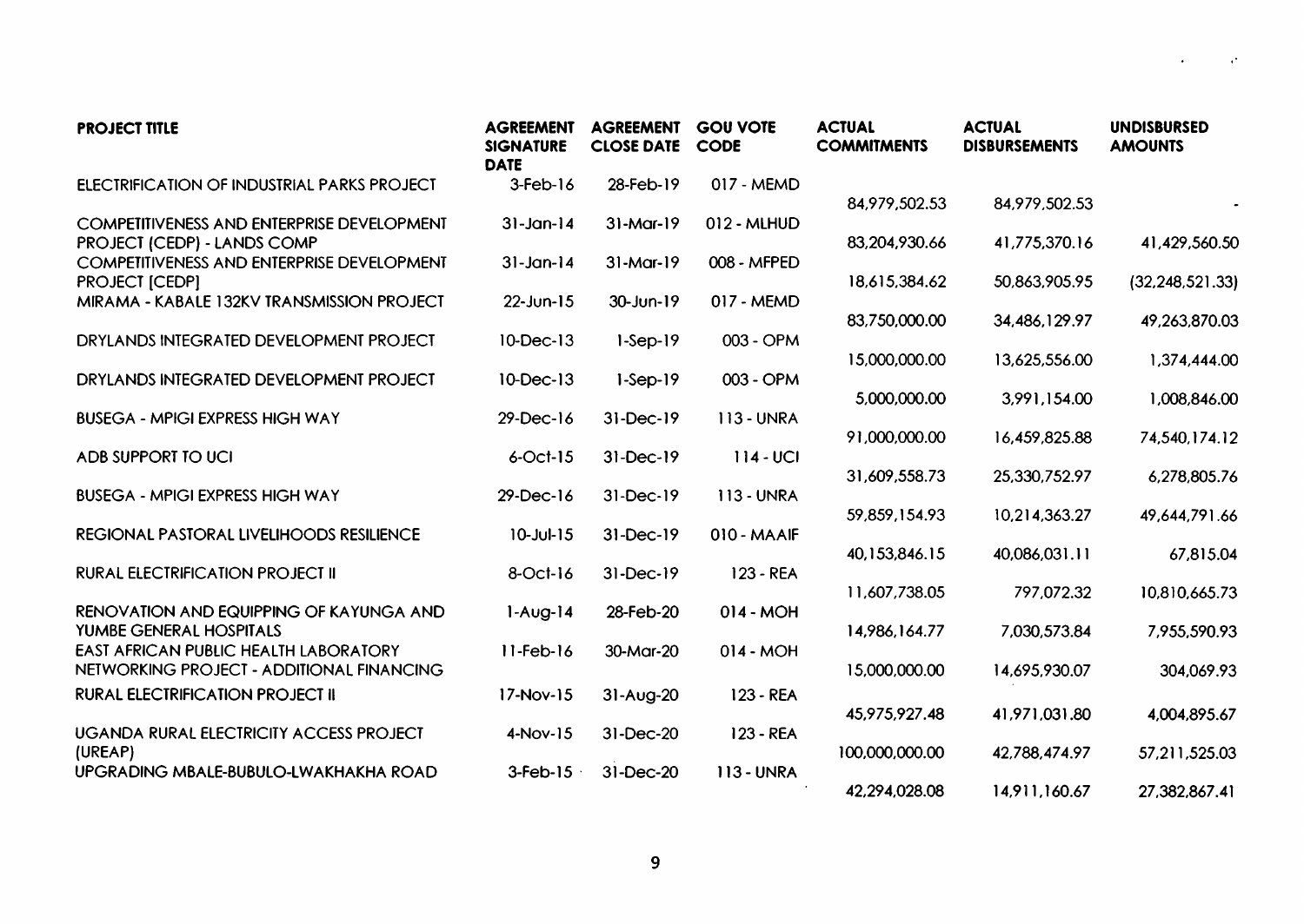| PROJECT TITLE | AGREEMENT SIGNATURE DATE | AGREEMENT CLOSE DATE | GOU VOTE CODE | ACTUAL COMMITMENTS | ACTUAL DISBURSEMENTS | UNDISBURSED AMOUNTS |
|---|---|---|---|---|---|---|
| ELECTRIFICATION OF INDUSTRIAL PARKS PROJECT | 3-Feb-16 | 28-Feb-19 | 017 - MEMD | 84,979,502.53 | 84,979,502.53 | - |
| COMPETITIVENESS AND ENTERPRISE DEVELOPMENT PROJECT (CEDP) - LANDS COMP | 31-Jan-14 | 31-Mar-19 | 012 - MLHUD | 83,204,930.66 | 41,775,370.16 | 41,429,560.50 |
| COMPETITIVENESS AND ENTERPRISE DEVELOPMENT PROJECT [CEDP] | 31-Jan-14 | 31-Mar-19 | 008 - MFPED | 18,615,384.62 | 50,863,905.95 | (32,248,521.33) |
| MIRAMA - KABALE 132KV TRANSMISSION PROJECT | 22-Jun-15 | 30-Jun-19 | 017 - MEMD | 83,750,000.00 | 34,486,129.97 | 49,263,870.03 |
| DRYLANDS INTEGRATED DEVELOPMENT PROJECT | 10-Dec-13 | 1-Sep-19 | 003 - OPM | 15,000,000.00 | 13,625,556.00 | 1,374,444.00 |
| DRYLANDS INTEGRATED DEVELOPMENT PROJECT | 10-Dec-13 | 1-Sep-19 | 003 - OPM | 5,000,000.00 | 3,991,154.00 | 1,008,846.00 |
| BUSEGA - MPIGI EXPRESS HIGH WAY | 29-Dec-16 | 31-Dec-19 | 113 - UNRA | 91,000,000.00 | 16,459,825.88 | 74,540,174.12 |
| ADB SUPPORT TO UCI | 6-Oct-15 | 31-Dec-19 | 114 - UCI | 31,609,558.73 | 25,330,752.97 | 6,278,805.76 |
| BUSEGA - MPIGI EXPRESS HIGH WAY | 29-Dec-16 | 31-Dec-19 | 113 - UNRA | 59,859,154.93 | 10,214,363.27 | 49,644,791.66 |
| REGIONAL PASTORAL LIVELIHOODS RESILIENCE | 10-Jul-15 | 31-Dec-19 | 010 - MAAIF | 40,153,846.15 | 40,086,031.11 | 67,815.04 |
| RURAL ELECTRIFICATION PROJECT II | 8-Oct-16 | 31-Dec-19 | 123 - REA | 11,607,738.05 | 797,072.32 | 10,810,665.73 |
| RENOVATION AND EQUIPPING OF KAYUNGA AND YUMBE GENERAL HOSPITALS | 1-Aug-14 | 28-Feb-20 | 014 - MOH | 14,986,164.77 | 7,030,573.84 | 7,955,590.93 |
| EAST AFRICAN PUBLIC HEALTH LABORATORY NETWORKING PROJECT - ADDITIONAL FINANCING | 11-Feb-16 | 30-Mar-20 | 014 - MOH | 15,000,000.00 | 14,695,930.07 | 304,069.93 |
| RURAL ELECTRIFICATION PROJECT II | 17-Nov-15 | 31-Aug-20 | 123 - REA | 45,975,927.48 | 41,971,031.80 | 4,004,895.67 |
| UGANDA RURAL ELECTRICITY ACCESS PROJECT (UREAP) | 4-Nov-15 | 31-Dec-20 | 123 - REA | 100,000,000.00 | 42,788,474.97 | 57,211,525.03 |
| UPGRADING MBALE-BUBULO-LWAKHAKHA ROAD | 3-Feb-15 | 31-Dec-20 | 113 - UNRA | 42,294,028.08 | 14,911,160.67 | 27,382,867.41 |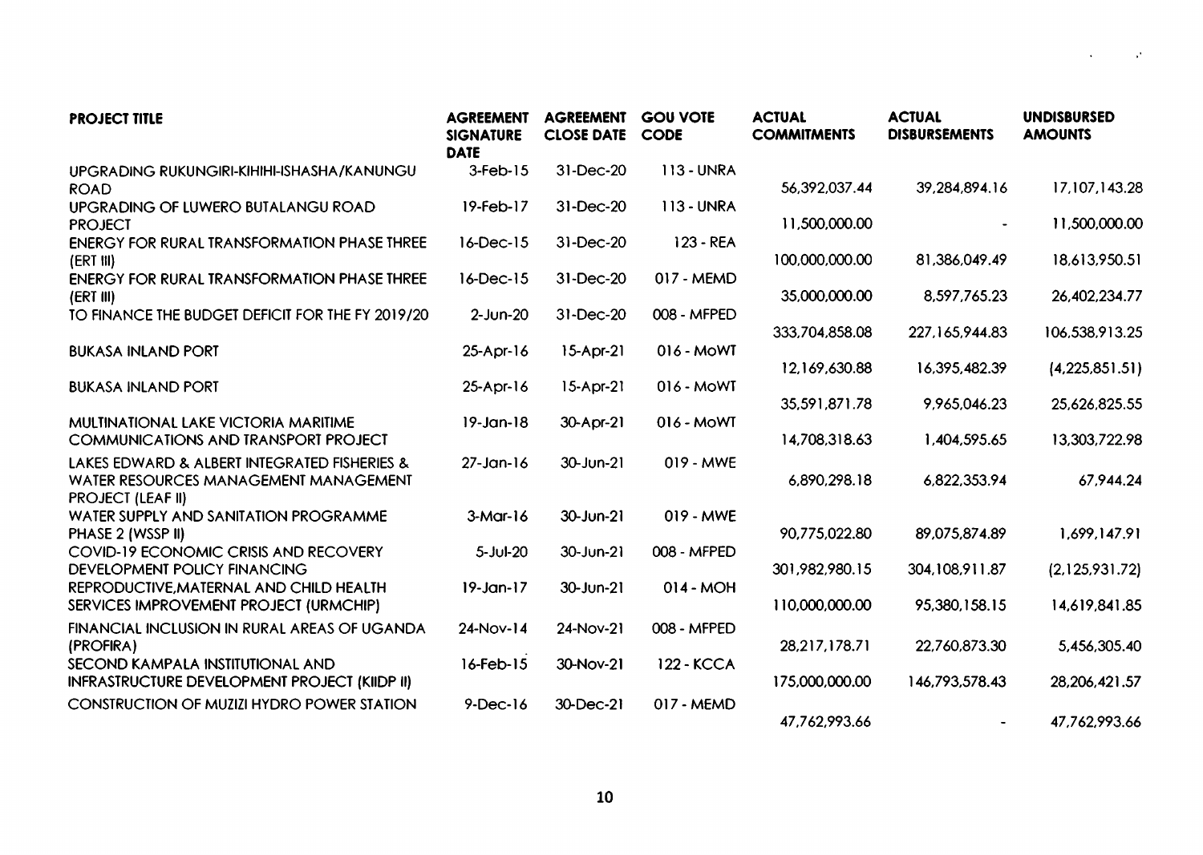| PROJECT TITLE | AGREEMENT SIGNATURE DATE | AGREEMENT CLOSE DATE | GOU VOTE CODE | ACTUAL COMMITMENTS | ACTUAL DISBURSEMENTS | UNDISBURSED AMOUNTS |
|---|---|---|---|---|---|---|
| UPGRADING RUKUNGIRI-KIHIHI-ISHASHA/KANUNGU ROAD | 3-Feb-15 | 31-Dec-20 | 113 - UNRA | 56,392,037.44 | 39,284,894.16 | 17,107,143.28 |
| UPGRADING OF LUWERO BUTALANGU ROAD PROJECT | 19-Feb-17 | 31-Dec-20 | 113 - UNRA | 11,500,000.00 | - | 11,500,000.00 |
| ENERGY FOR RURAL TRANSFORMATION PHASE THREE (ERT III) | 16-Dec-15 | 31-Dec-20 | 123 - REA | 100,000,000.00 | 81,386,049.49 | 18,613,950.51 |
| ENERGY FOR RURAL TRANSFORMATION PHASE THREE (ERT III) | 16-Dec-15 | 31-Dec-20 | 017 - MEMD | 35,000,000.00 | 8,597,765.23 | 26,402,234.77 |
| TO FINANCE THE BUDGET DEFICIT FOR THE FY 2019/20 | 2-Jun-20 | 31-Dec-20 | 008 - MFPED | 333,704,858.08 | 227,165,944.83 | 106,538,913.25 |
| BUKASA INLAND PORT | 25-Apr-16 | 15-Apr-21 | 016 - MoWT | 12,169,630.88 | 16,395,482.39 | (4,225,851.51) |
| BUKASA INLAND PORT | 25-Apr-16 | 15-Apr-21 | 016 - MoWT | 35,591,871.78 | 9,965,046.23 | 25,626,825.55 |
| MULTINATIONAL LAKE VICTORIA MARITIME COMMUNICATIONS AND TRANSPORT PROJECT | 19-Jan-18 | 30-Apr-21 | 016 - MoWT | 14,708,318.63 | 1,404,595.65 | 13,303,722.98 |
| LAKES EDWARD & ALBERT INTEGRATED FISHERIES & WATER RESOURCES MANAGEMENT MANAGEMENT PROJECT (LEAF II) | 27-Jan-16 | 30-Jun-21 | 019 - MWE | 6,890,298.18 | 6,822,353.94 | 67,944.24 |
| WATER SUPPLY AND SANITATION PROGRAMME PHASE 2 (WSSP II) | 3-Mar-16 | 30-Jun-21 | 019 - MWE | 90,775,022.80 | 89,075,874.89 | 1,699,147.91 |
| COVID-19 ECONOMIC CRISIS AND RECOVERY DEVELOPMENT POLICY FINANCING | 5-Jul-20 | 30-Jun-21 | 008 - MFPED | 301,982,980.15 | 304,108,911.87 | (2,125,931.72) |
| REPRODUCTIVE,MATERNAL AND CHILD HEALTH SERVICES IMPROVEMENT PROJECT (URMCHIP) | 19-Jan-17 | 30-Jun-21 | 014 - MOH | 110,000,000.00 | 95,380,158.15 | 14,619,841.85 |
| FINANCIAL INCLUSION IN RURAL AREAS OF UGANDA (PROFIRA) | 24-Nov-14 | 24-Nov-21 | 008 - MFPED | 28,217,178.71 | 22,760,873.30 | 5,456,305.40 |
| SECOND KAMPALA INSTITUTIONAL AND INFRASTRUCTURE DEVELOPMENT PROJECT (KIIDP II) | 16-Feb-15 | 30-Nov-21 | 122 - KCCA | 175,000,000.00 | 146,793,578.43 | 28,206,421.57 |
| CONSTRUCTION OF MUZIZI HYDRO POWER STATION | 9-Dec-16 | 30-Dec-21 | 017 - MEMD | 47,762,993.66 | - | 47,762,993.66 |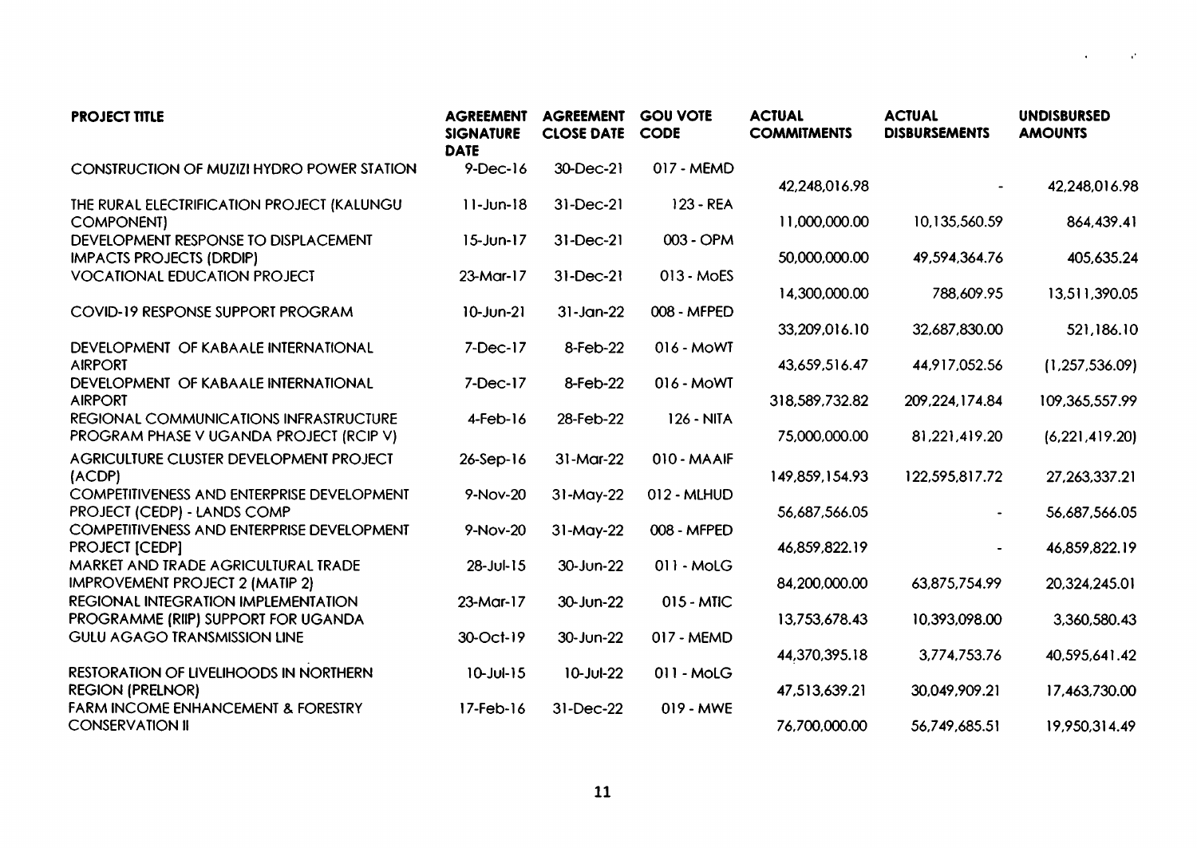| PROJECT TITLE | AGREEMENT SIGNATURE DATE | AGREEMENT CLOSE DATE | GOU VOTE CODE | ACTUAL COMMITMENTS | ACTUAL DISBURSEMENTS | UNDISBURSED AMOUNTS |
|---|---|---|---|---|---|---|
| CONSTRUCTION OF MUZIZI HYDRO POWER STATION | 9-Dec-16 | 30-Dec-21 | 017 - MEMD | 42,248,016.98 | - | 42,248,016.98 |
| THE RURAL ELECTRIFICATION PROJECT (KALUNGU COMPONENT) | 11-Jun-18 | 31-Dec-21 | 123 - REA | 11,000,000.00 | 10,135,560.59 | 864,439.41 |
| DEVELOPMENT RESPONSE TO DISPLACEMENT IMPACTS PROJECTS (DRDIP) | 15-Jun-17 | 31-Dec-21 | 003 - OPM | 50,000,000.00 | 49,594,364.76 | 405,635.24 |
| VOCATIONAL EDUCATION PROJECT | 23-Mar-17 | 31-Dec-21 | 013 - MoES | 14,300,000.00 | 788,609.95 | 13,511,390.05 |
| COVID-19 RESPONSE SUPPORT PROGRAM | 10-Jun-21 | 31-Jan-22 | 008 - MFPED | 33,209,016.10 | 32,687,830.00 | 521,186.10 |
| DEVELOPMENT OF KABAALE INTERNATIONAL AIRPORT | 7-Dec-17 | 8-Feb-22 | 016 - MoWT | 43,659,516.47 | 44,917,052.56 | (1,257,536.09) |
| DEVELOPMENT OF KABAALE INTERNATIONAL AIRPORT | 7-Dec-17 | 8-Feb-22 | 016 - MoWT | 318,589,732.82 | 209,224,174.84 | 109,365,557.99 |
| REGIONAL COMMUNICATIONS INFRASTRUCTURE PROGRAM PHASE V UGANDA PROJECT (RCIP V) | 4-Feb-16 | 28-Feb-22 | 126 - NITA | 75,000,000.00 | 81,221,419.20 | (6,221,419.20) |
| AGRICULTURE CLUSTER DEVELOPMENT PROJECT (ACDP) | 26-Sep-16 | 31-Mar-22 | 010 - MAAIF | 149,859,154.93 | 122,595,817.72 | 27,263,337.21 |
| COMPETITIVENESS AND ENTERPRISE DEVELOPMENT PROJECT (CEDP) - LANDS COMP | 9-Nov-20 | 31-May-22 | 012 - MLHUD | 56,687,566.05 | - | 56,687,566.05 |
| COMPETITIVENESS AND ENTERPRISE DEVELOPMENT PROJECT [CEDP] | 9-Nov-20 | 31-May-22 | 008 - MFPED | 46,859,822.19 | - | 46,859,822.19 |
| MARKET AND TRADE AGRICULTURAL TRADE IMPROVEMENT PROJECT 2 (MATIP 2) | 28-Jul-15 | 30-Jun-22 | 011 - MoLG | 84,200,000.00 | 63,875,754.99 | 20,324,245.01 |
| REGIONAL INTEGRATION IMPLEMENTATION PROGRAMME (RIIP) SUPPORT FOR UGANDA | 23-Mar-17 | 30-Jun-22 | 015 - MTIC | 13,753,678.43 | 10,393,098.00 | 3,360,580.43 |
| GULU AGAGO TRANSMISSION LINE | 30-Oct-19 | 30-Jun-22 | 017 - MEMD | 44,370,395.18 | 3,774,753.76 | 40,595,641.42 |
| RESTORATION OF LIVELIHOODS IN NORTHERN REGION (PRELNOR) | 10-Jul-15 | 10-Jul-22 | 011 - MoLG | 47,513,639.21 | 30,049,909.21 | 17,463,730.00 |
| FARM INCOME ENHANCEMENT & FORESTRY CONSERVATION II | 17-Feb-16 | 31-Dec-22 | 019 - MWE | 76,700,000.00 | 56,749,685.51 | 19,950,314.49 |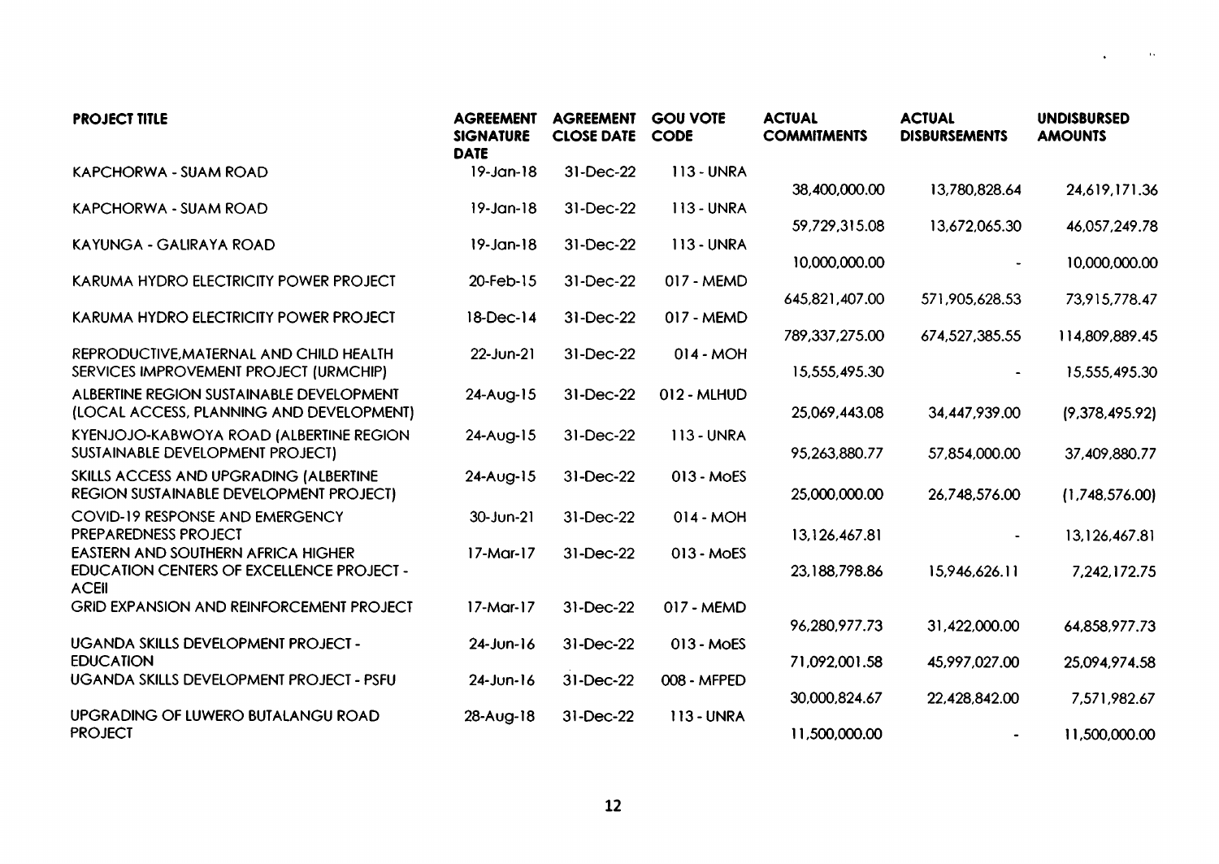| PROJECT TITLE | AGREEMENT SIGNATURE DATE | AGREEMENT CLOSE DATE | GOU VOTE CODE | ACTUAL COMMITMENTS | ACTUAL DISBURSEMENTS | UNDISBURSED AMOUNTS |
|---|---|---|---|---|---|---|
| KAPCHORWA - SUAM ROAD | 19-Jan-18 | 31-Dec-22 | 113 - UNRA | 38,400,000.00 | 13,780,828.64 | 24,619,171.36 |
| KAPCHORWA - SUAM ROAD | 19-Jan-18 | 31-Dec-22 | 113 - UNRA | 59,729,315.08 | 13,672,065.30 | 46,057,249.78 |
| KAYUNGA - GALIRAYA ROAD | 19-Jan-18 | 31-Dec-22 | 113 - UNRA | 10,000,000.00 | - | 10,000,000.00 |
| KARUMA HYDRO ELECTRICITY POWER PROJECT | 20-Feb-15 | 31-Dec-22 | 017 - MEMD | 645,821,407.00 | 571,905,628.53 | 73,915,778.47 |
| KARUMA HYDRO ELECTRICITY POWER PROJECT | 18-Dec-14 | 31-Dec-22 | 017 - MEMD | 789,337,275.00 | 674,527,385.55 | 114,809,889.45 |
| REPRODUCTIVE,MATERNAL AND CHILD HEALTH SERVICES IMPROVEMENT PROJECT (URMCHIP) | 22-Jun-21 | 31-Dec-22 | 014 - MOH | 15,555,495.30 | - | 15,555,495.30 |
| ALBERTINE REGION SUSTAINABLE DEVELOPMENT (LOCAL ACCESS, PLANNING AND DEVELOPMENT) | 24-Aug-15 | 31-Dec-22 | 012 - MLHUD | 25,069,443.08 | 34,447,939.00 | (9,378,495.92) |
| KYENJOJO-KABWOYA ROAD (ALBERTINE REGION SUSTAINABLE DEVELOPMENT PROJECT) | 24-Aug-15 | 31-Dec-22 | 113 - UNRA | 95,263,880.77 | 57,854,000.00 | 37,409,880.77 |
| SKILLS ACCESS AND UPGRADING (ALBERTINE REGION SUSTAINABLE DEVELOPMENT PROJECT) | 24-Aug-15 | 31-Dec-22 | 013 - MoES | 25,000,000.00 | 26,748,576.00 | (1,748,576.00) |
| COVID-19 RESPONSE AND EMERGENCY PREPAREDNESS PROJECT | 30-Jun-21 | 31-Dec-22 | 014 - MOH | 13,126,467.81 | - | 13,126,467.81 |
| EASTERN AND SOUTHERN AFRICA HIGHER EDUCATION CENTERS OF EXCELLENCE PROJECT - ACEII | 17-Mar-17 | 31-Dec-22 | 013 - MoES | 23,188,798.86 | 15,946,626.11 | 7,242,172.75 |
| GRID EXPANSION AND REINFORCEMENT PROJECT | 17-Mar-17 | 31-Dec-22 | 017 - MEMD | 96,280,977.73 | 31,422,000.00 | 64,858,977.73 |
| UGANDA SKILLS DEVELOPMENT PROJECT - EDUCATION | 24-Jun-16 | 31-Dec-22 | 013 - MoES | 71,092,001.58 | 45,997,027.00 | 25,094,974.58 |
| UGANDA SKILLS DEVELOPMENT PROJECT - PSFU | 24-Jun-16 | 31-Dec-22 | 008 - MFPED | 30,000,824.67 | 22,428,842.00 | 7,571,982.67 |
| UPGRADING OF LUWERO BUTALANGU ROAD PROJECT | 28-Aug-18 | 31-Dec-22 | 113 - UNRA | 11,500,000.00 | - | 11,500,000.00 |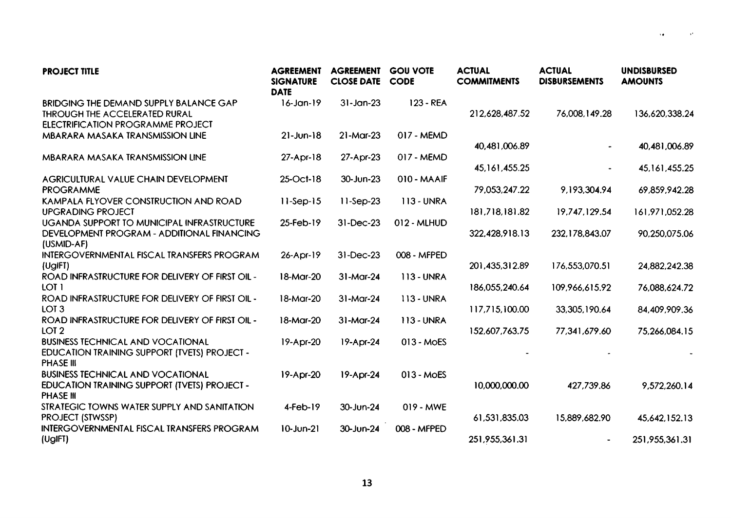| PROJECT TITLE | AGREEMENT SIGNATURE DATE | AGREEMENT CLOSE DATE | GOU VOTE CODE | ACTUAL COMMITMENTS | ACTUAL DISBURSEMENTS | UNDISBURSED AMOUNTS |
|---|---|---|---|---|---|---|
| BRIDGING THE DEMAND SUPPLY BALANCE GAP THROUGH THE ACCELERATED RURAL ELECTRIFICATION PROGRAMME PROJECT | 16-Jan-19 | 31-Jan-23 | 123 - REA | 212,628,487.52 | 76,008,149.28 | 136,620,338.24 |
| MBARARA MASAKA TRANSMISSION LINE | 21-Jun-18 | 21-Mar-23 | 017 - MEMD | 40,481,006.89 | - | 40,481,006.89 |
| MBARARA MASAKA TRANSMISSION LINE | 27-Apr-18 | 27-Apr-23 | 017 - MEMD | 45,161,455.25 | - | 45,161,455.25 |
| AGRICULTURAL VALUE CHAIN DEVELOPMENT PROGRAMME | 25-Oct-18 | 30-Jun-23 | 010 - MAAIF | 79,053,247.22 | 9,193,304.94 | 69,859,942.28 |
| KAMPALA FLYOVER CONSTRUCTION AND ROAD UPGRADING PROJECT | 11-Sep-15 | 11-Sep-23 | 113 - UNRA | 181,718,181.82 | 19,747,129.54 | 161,971,052.28 |
| UGANDA SUPPORT TO MUNICIPAL INFRASTRUCTURE DEVELOPMENT PROGRAM - ADDITIONAL FINANCING (USMID-AF) | 25-Feb-19 | 31-Dec-23 | 012 - MLHUD | 322,428,918.13 | 232,178,843.07 | 90,250,075.06 |
| INTERGOVERNMENTAL FISCAL TRANSFERS PROGRAM (UgIFT) | 26-Apr-19 | 31-Dec-23 | 008 - MFPED | 201,435,312.89 | 176,553,070.51 | 24,882,242.38 |
| ROAD INFRASTRUCTURE FOR DELIVERY OF FIRST OIL - LOT 1 | 18-Mar-20 | 31-Mar-24 | 113 - UNRA | 186,055,240.64 | 109,966,615.92 | 76,088,624.72 |
| ROAD INFRASTRUCTURE FOR DELIVERY OF FIRST OIL - LOT 3 | 18-Mar-20 | 31-Mar-24 | 113 - UNRA | 117,715,100.00 | 33,305,190.64 | 84,409,909.36 |
| ROAD INFRASTRUCTURE FOR DELIVERY OF FIRST OIL - LOT 2 | 18-Mar-20 | 31-Mar-24 | 113 - UNRA | 152,607,763.75 | 77,341,679.60 | 75,266,084.15 |
| BUSINESS TECHNICAL AND VOCATIONAL EDUCATION TRAINING SUPPORT (TVETS) PROJECT - PHASE III | 19-Apr-20 | 19-Apr-24 | 013 - MoES | - | - | - |
| BUSINESS TECHNICAL AND VOCATIONAL EDUCATION TRAINING SUPPORT (TVETS) PROJECT - PHASE III | 19-Apr-20 | 19-Apr-24 | 013 - MoES | 10,000,000.00 | 427,739.86 | 9,572,260.14 |
| STRATEGIC TOWNS WATER SUPPLY AND SANITATION PROJECT (STWSSP) | 4-Feb-19 | 30-Jun-24 | 019 - MWE | 61,531,835.03 | 15,889,682.90 | 45,642,152.13 |
| INTERGOVERNMENTAL FISCAL TRANSFERS PROGRAM (UgIFT) | 10-Jun-21 | 30-Jun-24 | 008 - MFPED | 251,955,361.31 | - | 251,955,361.31 |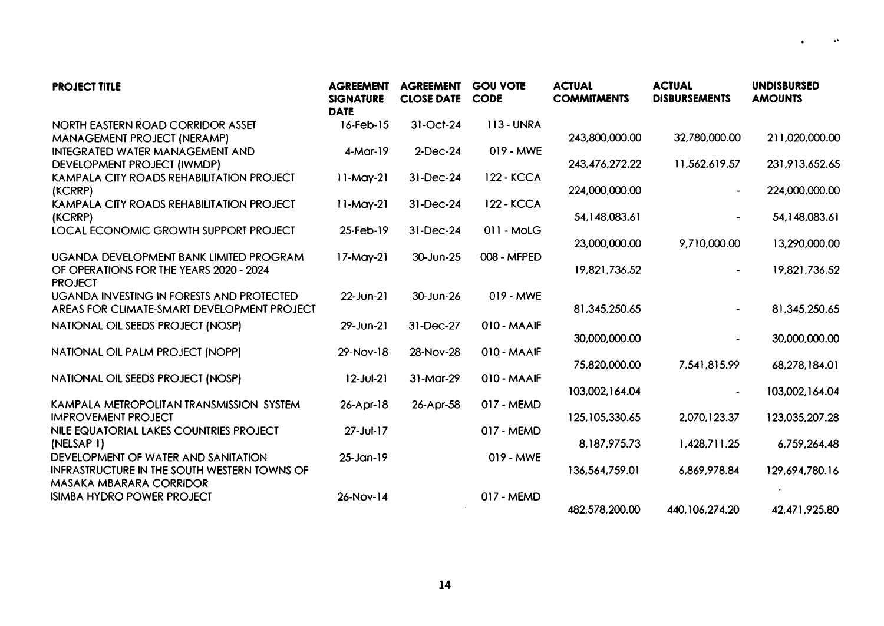| PROJECT TITLE | AGREEMENT SIGNATURE DATE | AGREEMENT CLOSE DATE | GOU VOTE CODE | ACTUAL COMMITMENTS | ACTUAL DISBURSEMENTS | UNDISBURSED AMOUNTS |
|---|---|---|---|---|---|---|
| NORTH EASTERN ROAD CORRIDOR ASSET MANAGEMENT PROJECT (NERAMP) | 16-Feb-15 | 31-Oct-24 | 113 - UNRA | 243,800,000.00 | 32,780,000.00 | 211,020,000.00 |
| INTEGRATED WATER MANAGEMENT AND DEVELOPMENT PROJECT (IWMDP) | 4-Mar-19 | 2-Dec-24 | 019 - MWE | 243,476,272.22 | 11,562,619.57 | 231,913,652.65 |
| KAMPALA CITY ROADS REHABILITATION PROJECT (KCRRP) | 11-May-21 | 31-Dec-24 | 122 - KCCA | 224,000,000.00 | - | 224,000,000.00 |
| KAMPALA CITY ROADS REHABILITATION PROJECT (KCRRP) | 11-May-21 | 31-Dec-24 | 122 - KCCA | 54,148,083.61 | - | 54,148,083.61 |
| LOCAL ECONOMIC GROWTH SUPPORT PROJECT | 25-Feb-19 | 31-Dec-24 | 011 - MoLG | 23,000,000.00 | 9,710,000.00 | 13,290,000.00 |
| UGANDA DEVELOPMENT BANK LIMITED PROGRAM OF OPERATIONS FOR THE YEARS 2020 - 2024 PROJECT | 17-May-21 | 30-Jun-25 | 008 - MFPED | 19,821,736.52 | - | 19,821,736.52 |
| UGANDA INVESTING IN FORESTS AND PROTECTED AREAS FOR CLIMATE-SMART DEVELOPMENT PROJECT | 22-Jun-21 | 30-Jun-26 | 019 - MWE | 81,345,250.65 | - | 81,345,250.65 |
| NATIONAL OIL SEEDS PROJECT (NOSP) | 29-Jun-21 | 31-Dec-27 | 010 - MAAIF | 30,000,000.00 | - | 30,000,000.00 |
| NATIONAL OIL PALM PROJECT (NOPP) | 29-Nov-18 | 28-Nov-28 | 010 - MAAIF | 75,820,000.00 | 7,541,815.99 | 68,278,184.01 |
| NATIONAL OIL SEEDS PROJECT (NOSP) | 12-Jul-21 | 31-Mar-29 | 010 - MAAIF | 103,002,164.04 | - | 103,002,164.04 |
| KAMPALA METROPOLITAN TRANSMISSION SYSTEM IMPROVEMENT PROJECT | 26-Apr-18 | 26-Apr-58 | 017 - MEMD | 125,105,330.65 | 2,070,123.37 | 123,035,207.28 |
| NILE EQUATORIAL LAKES COUNTRIES PROJECT (NELSAP 1) | 27-Jul-17 | | 017 - MEMD | 8,187,975.73 | 1,428,711.25 | 6,759,264.48 |
| DEVELOPMENT OF WATER AND SANITATION INFRASTRUCTURE IN THE SOUTH WESTERN TOWNS OF MASAKA MBARARA CORRIDOR | 25-Jan-19 | | 019 - MWE | 136,564,759.01 | 6,869,978.84 | 129,694,780.16 |
| ISIMBA HYDRO POWER PROJECT | 26-Nov-14 | | 017 - MEMD | 482,578,200.00 | 440,106,274.20 | 42,471,925.80 |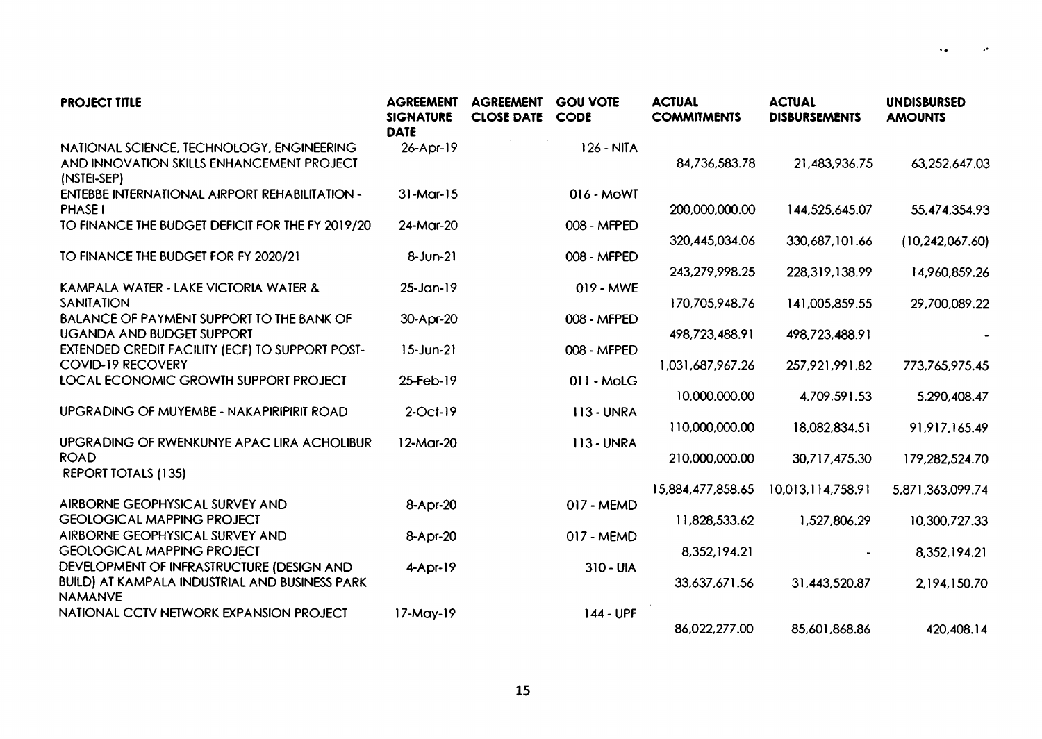| PROJECT TITLE | AGREEMENT SIGNATURE DATE | AGREEMENT CLOSE DATE | GOU VOTE CODE | ACTUAL COMMITMENTS | ACTUAL DISBURSEMENTS | UNDISBURSED AMOUNTS |
|---|---|---|---|---|---|---|
| NATIONAL SCIENCE, TECHNOLOGY, ENGINEERING AND INNOVATION SKILLS ENHANCEMENT PROJECT (NSTEI-SEP) | 26-Apr-19 | | 126 - NITA | 84,736,583.78 | 21,483,936.75 | 63,252,647.03 |
| ENTEBBE INTERNATIONAL AIRPORT REHABILITATION - PHASE I | 31-Mar-15 | | 016 - MoWT | 200,000,000.00 | 144,525,645.07 | 55,474,354.93 |
| TO FINANCE THE BUDGET DEFICIT FOR THE FY 2019/20 | 24-Mar-20 | | 008 - MFPED | 320,445,034.06 | 330,687,101.66 | (10,242,067.60) |
| TO FINANCE THE BUDGET FOR FY 2020/21 | 8-Jun-21 | | 008 - MFPED | 243,279,998.25 | 228,319,138.99 | 14,960,859.26 |
| KAMPALA WATER - LAKE VICTORIA WATER & SANITATION | 25-Jan-19 | | 019 - MWE | 170,705,948.76 | 141,005,859.55 | 29,700,089.22 |
| BALANCE OF PAYMENT SUPPORT TO THE BANK OF UGANDA AND BUDGET SUPPORT | 30-Apr-20 | | 008 - MFPED | 498,723,488.91 | 498,723,488.91 | - |
| EXTENDED CREDIT FACILITY (ECF) TO SUPPORT POST-COVID-19 RECOVERY | 15-Jun-21 | | 008 - MFPED | 1,031,687,967.26 | 257,921,991.82 | 773,765,975.45 |
| LOCAL ECONOMIC GROWTH SUPPORT PROJECT | 25-Feb-19 | | 011 - MoLG | 10,000,000.00 | 4,709,591.53 | 5,290,408.47 |
| UPGRADING OF MUYEMBE - NAKAPIRIPIRIT ROAD | 2-Oct-19 | | 113 - UNRA | 110,000,000.00 | 18,082,834.51 | 91,917,165.49 |
| UPGRADING OF RWENKUNYE APAC LIRA ACHOLIBUR ROAD | 12-Mar-20 | | 113 - UNRA | 210,000,000.00 | 30,717,475.30 | 179,282,524.70 |
| REPORT TOTALS (135) | | | | 15,884,477,858.65 | 10,013,114,758.91 | 5,871,363,099.74 |
| AIRBORNE GEOPHYSICAL SURVEY AND GEOLOGICAL MAPPING PROJECT | 8-Apr-20 | | 017 - MEMD | 11,828,533.62 | 1,527,806.29 | 10,300,727.33 |
| AIRBORNE GEOPHYSICAL SURVEY AND GEOLOGICAL MAPPING PROJECT | 8-Apr-20 | | 017 - MEMD | 8,352,194.21 | - | 8,352,194.21 |
| DEVELOPMENT OF INFRASTRUCTURE (DESIGN AND BUILD) AT KAMPALA INDUSTRIAL AND BUSINESS PARK NAMANVE | 4-Apr-19 | | 310 - UIA | 33,637,671.56 | 31,443,520.87 | 2,194,150.70 |
| NATIONAL CCTV NETWORK EXPANSION PROJECT | 17-May-19 | | 144 - UPF | 86,022,277.00 | 85,601,868.86 | 420,408.14 |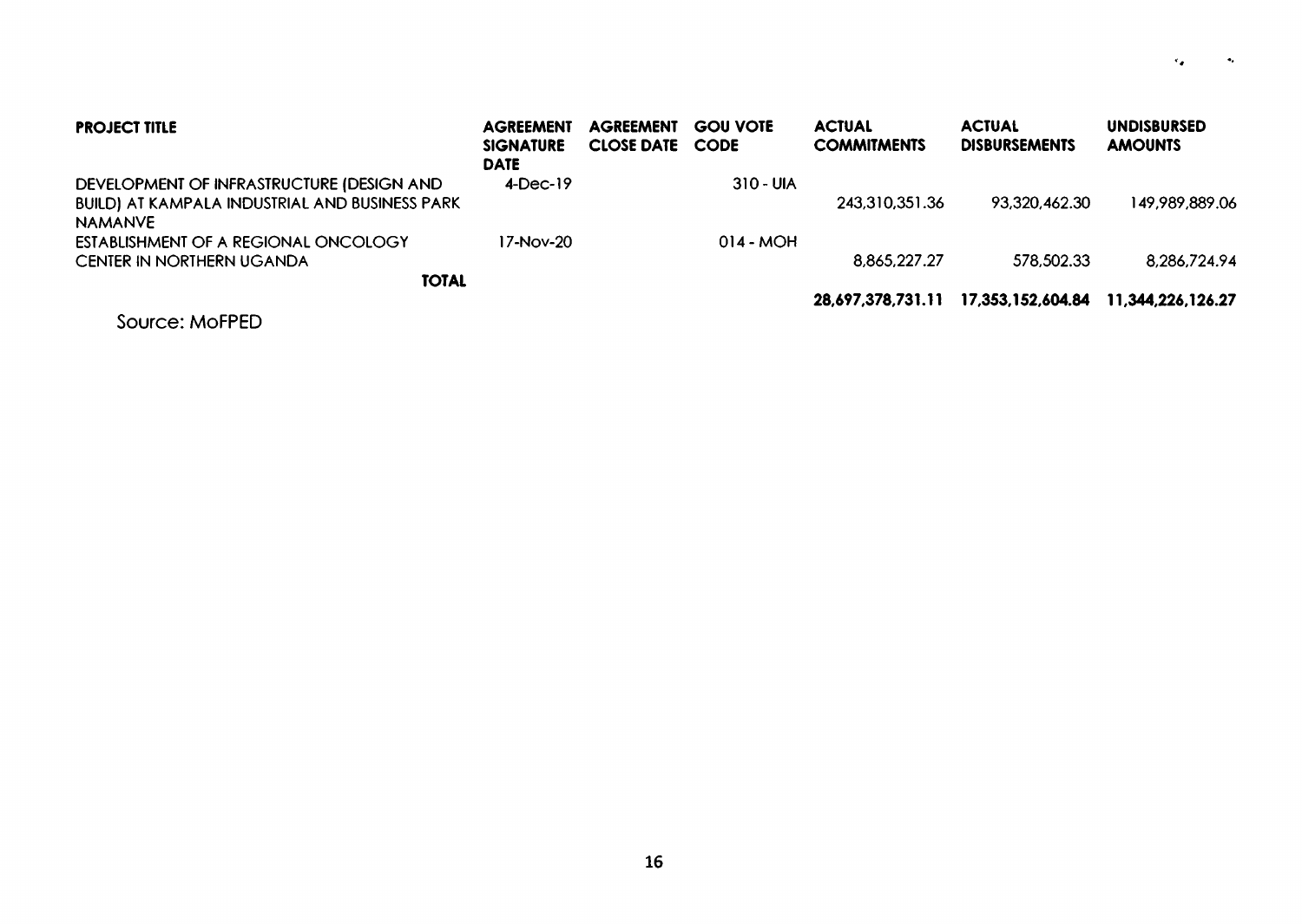| PROJECT TITLE | AGREEMENT SIGNATURE DATE | AGREEMENT CLOSE DATE | GOU VOTE CODE | ACTUAL COMMITMENTS | ACTUAL DISBURSEMENTS | UNDISBURSED AMOUNTS |
| --- | --- | --- | --- | --- | --- | --- |
| DEVELOPMENT OF INFRASTRUCTURE (DESIGN AND BUILD) AT KAMPALA INDUSTRIAL AND BUSINESS PARK NAMANVE | 4-Dec-19 | | 310 - UIA | 243,310,351.36 | 93,320,462.30 | 149,989,889.06 |
| ESTABLISHMENT OF A REGIONAL ONCOLOGY CENTER IN NORTHERN UGANDA | 17-Nov-20 | | 014 - MOH | 8,865,227.27 | 578,502.33 | 8,286,724.94 |
| **TOTAL** | | | | **28,697,378,731.11** | **17,353,152,604.84** | **11,344,226,126.27** |

Source: MoFPED